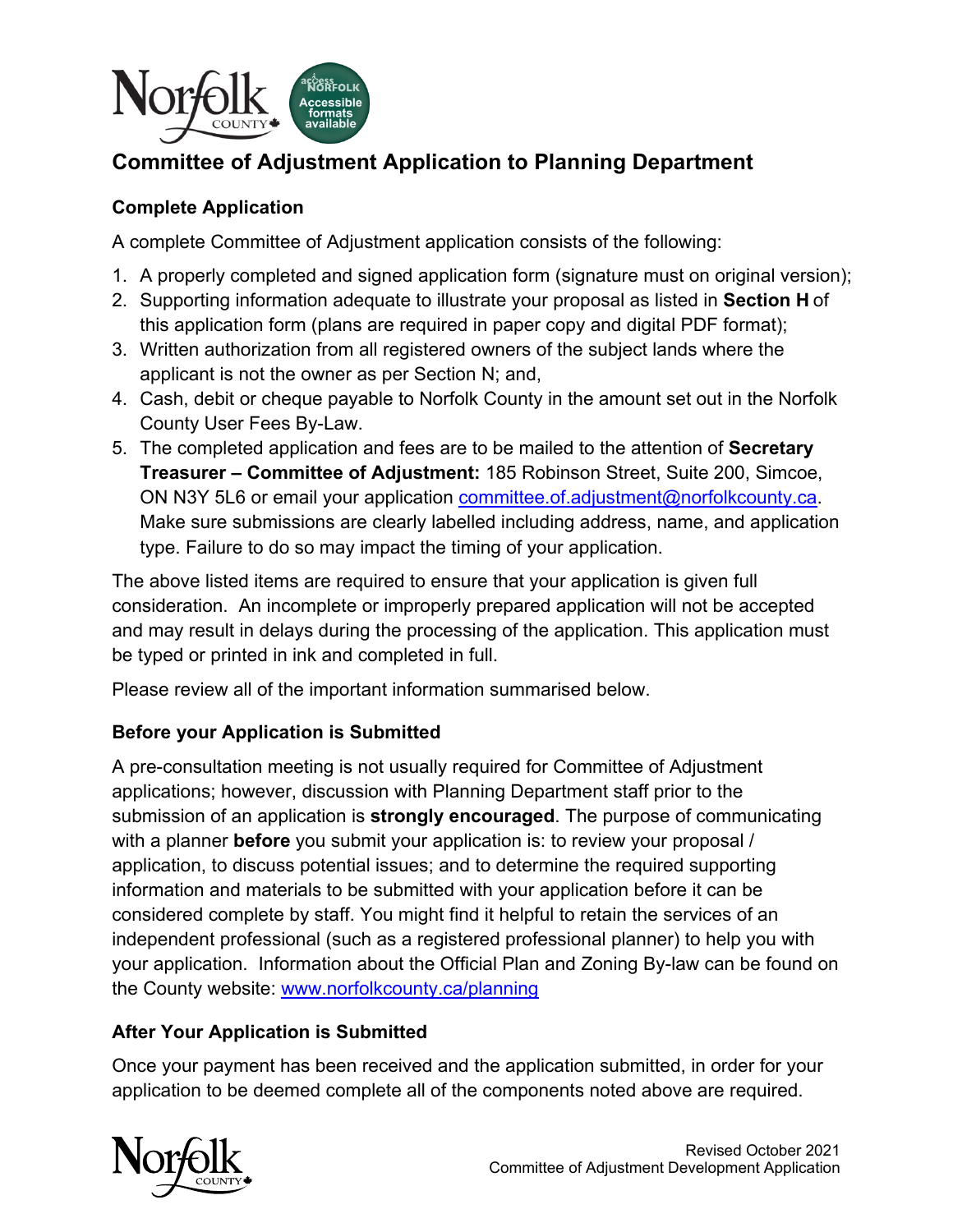# Committee of Adjustment Application to Planning Department

## Complete Application

A complete Committee of Adjustment application consists of the following:

1. A properly completed and signed application form (signature must on original version);
2. Supporting information adequate to illustrate your proposal as listed in **Section H** of this application form (plans are required in paper copy and digital PDF format);
3. Written authorization from all registered owners of the subject lands where the applicant is not the owner as per Section N; and,
4. Cash, debit or cheque payable to Norfolk County in the amount set out in the Norfolk County User Fees By-Law.
5. The completed application and fees are to be mailed to the attention of **Secretary Treasurer – Committee of Adjustment:** 185 Robinson Street, Suite 200, Simcoe, ON N3Y 5L6 or email your application committee.of.adjustment@norfolkcounty.ca. Make sure submissions are clearly labelled including address, name, and application type. Failure to do so may impact the timing of your application.

The above listed items are required to ensure that your application is given full consideration. An incomplete or improperly prepared application will not be accepted and may result in delays during the processing of the application. This application must be typed or printed in ink and completed in full.

Please review all of the important information summarised below.

## Before your Application is Submitted

A pre-consultation meeting is not usually required for Committee of Adjustment applications; however, discussion with Planning Department staff prior to the submission of an application is **strongly encouraged**. The purpose of communicating with a planner **before** you submit your application is: to review your proposal / application, to discuss potential issues; and to determine the required supporting information and materials to be submitted with your application before it can be considered complete by staff. You might find it helpful to retain the services of an independent professional (such as a registered professional planner) to help you with your application. Information about the Official Plan and Zoning By-law can be found on the County website: www.norfolkcounty.ca/planning

## After Your Application is Submitted

Once your payment has been received and the application submitted, in order for your application to be deemed complete all of the components noted above are required.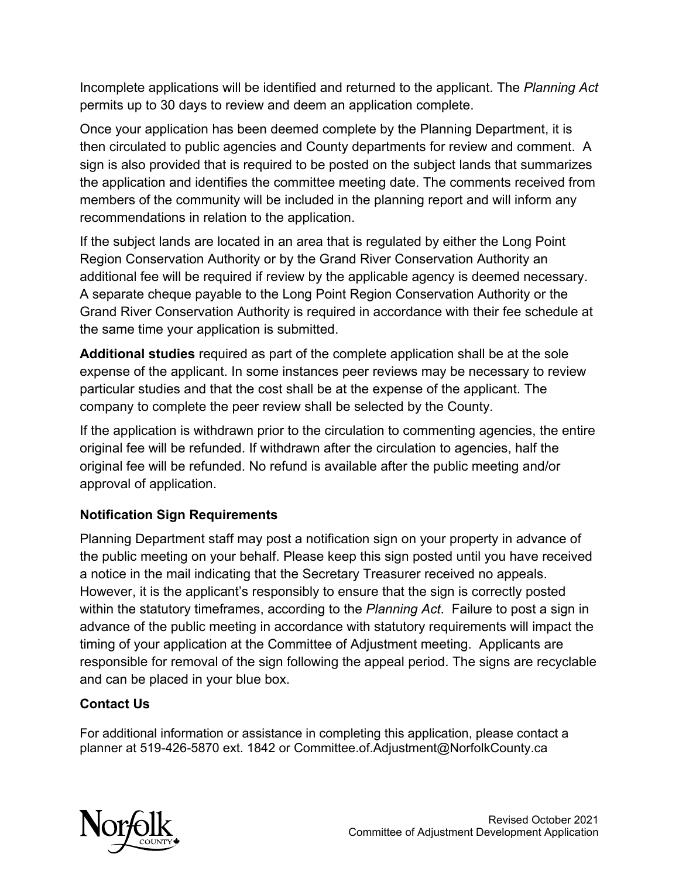Incomplete applications will be identified and returned to the applicant. The *Planning Act* permits up to 30 days to review and deem an application complete.

Once your application has been deemed complete by the Planning Department, it is then circulated to public agencies and County departments for review and comment. A sign is also provided that is required to be posted on the subject lands that summarizes the application and identifies the committee meeting date. The comments received from members of the community will be included in the planning report and will inform any recommendations in relation to the application.

If the subject lands are located in an area that is regulated by either the Long Point Region Conservation Authority or by the Grand River Conservation Authority an additional fee will be required if review by the applicable agency is deemed necessary. A separate cheque payable to the Long Point Region Conservation Authority or the Grand River Conservation Authority is required in accordance with their fee schedule at the same time your application is submitted.

**Additional studies** required as part of the complete application shall be at the sole expense of the applicant. In some instances peer reviews may be necessary to review particular studies and that the cost shall be at the expense of the applicant. The company to complete the peer review shall be selected by the County.

If the application is withdrawn prior to the circulation to commenting agencies, the entire original fee will be refunded. If withdrawn after the circulation to agencies, half the original fee will be refunded. No refund is available after the public meeting and/or approval of application.

### Notification Sign Requirements

Planning Department staff may post a notification sign on your property in advance of the public meeting on your behalf. Please keep this sign posted until you have received a notice in the mail indicating that the Secretary Treasurer received no appeals. However, it is the applicant's responsibly to ensure that the sign is correctly posted within the statutory timeframes, according to the *Planning Act*. Failure to post a sign in advance of the public meeting in accordance with statutory requirements will impact the timing of your application at the Committee of Adjustment meeting. Applicants are responsible for removal of the sign following the appeal period. The signs are recyclable and can be placed in your blue box.

### Contact Us

For additional information or assistance in completing this application, please contact a planner at 519-426-5870 ext. 1842 or Committee.of.Adjustment@NorfolkCounty.ca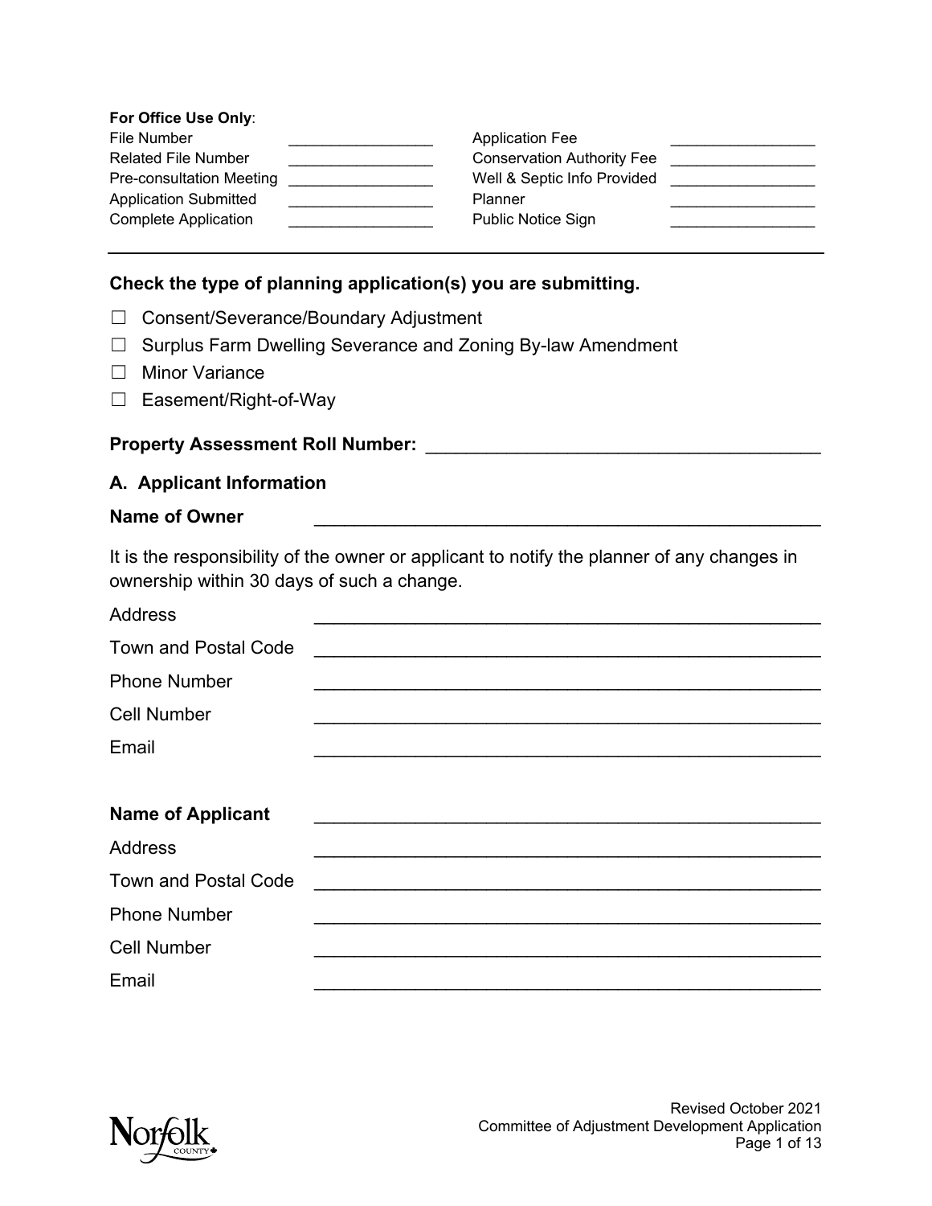**For Office Use Only**:

| | | | |
|---|---|---|---|
| File Number | _________________ | Application Fee | _________________ |
| Related File Number | _________________ | Conservation Authority Fee | _________________ |
| Pre-consultation Meeting | _________________ | Well & Septic Info Provided | _________________ |
| Application Submitted | _________________ | Planner | _________________ |
| Complete Application | _________________ | Public Notice Sign | _________________ |

---

**Check the type of planning application(s) you are submitting.**

☐ Consent/Severance/Boundary Adjustment

☐ Surplus Farm Dwelling Severance and Zoning By-law Amendment

☐ Minor Variance

☐ Easement/Right-of-Way

**Property Assessment Roll Number:** _______________________________________

**A. Applicant Information**

**Name of Owner** _________________________________________________

It is the responsibility of the owner or applicant to notify the planner of any changes in ownership within 30 days of such a change.

Address _________________________________________________

Town and Postal Code _________________________________________________

Phone Number _________________________________________________

Cell Number _________________________________________________

Email _________________________________________________

**Name of Applicant** _________________________________________________

Address _________________________________________________

Town and Postal Code _________________________________________________

Phone Number _________________________________________________

Cell Number _________________________________________________

Email _________________________________________________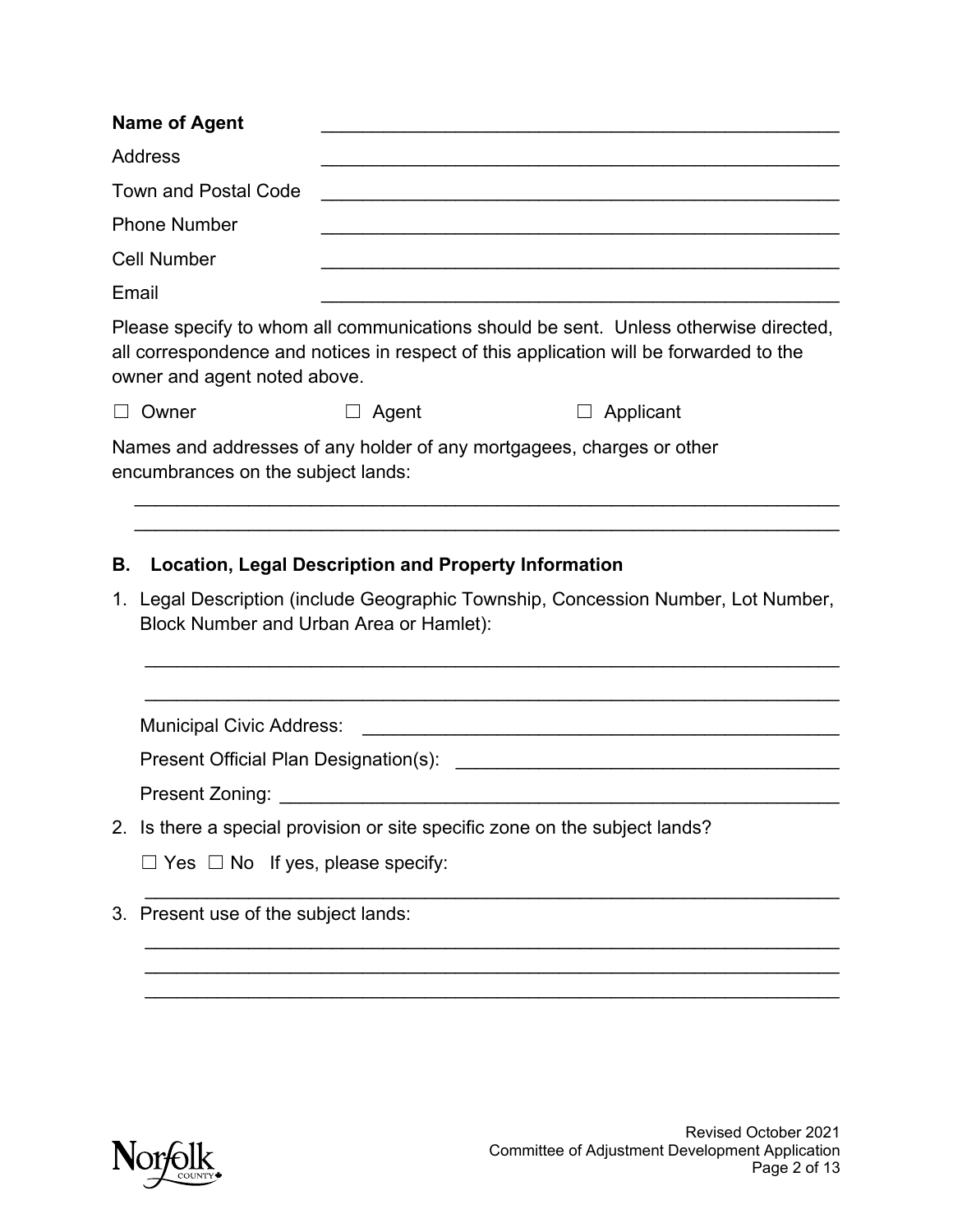**Name of Agent** \_\_\_\_\_\_\_\_\_\_\_\_\_\_\_\_\_\_\_\_\_\_\_\_\_\_\_\_\_\_\_\_\_\_\_\_\_\_\_\_\_\_\_\_\_\_\_\_\_\_

Address \_\_\_\_\_\_\_\_\_\_\_\_\_\_\_\_\_\_\_\_\_\_\_\_\_\_\_\_\_\_\_\_\_\_\_\_\_\_\_\_\_\_\_\_\_\_\_\_\_\_

Town and Postal Code \_\_\_\_\_\_\_\_\_\_\_\_\_\_\_\_\_\_\_\_\_\_\_\_\_\_\_\_\_\_\_\_\_\_\_\_\_\_\_\_\_\_\_\_\_\_\_\_\_\_

Phone Number \_\_\_\_\_\_\_\_\_\_\_\_\_\_\_\_\_\_\_\_\_\_\_\_\_\_\_\_\_\_\_\_\_\_\_\_\_\_\_\_\_\_\_\_\_\_\_\_\_\_

Cell Number \_\_\_\_\_\_\_\_\_\_\_\_\_\_\_\_\_\_\_\_\_\_\_\_\_\_\_\_\_\_\_\_\_\_\_\_\_\_\_\_\_\_\_\_\_\_\_\_\_\_

Email \_\_\_\_\_\_\_\_\_\_\_\_\_\_\_\_\_\_\_\_\_\_\_\_\_\_\_\_\_\_\_\_\_\_\_\_\_\_\_\_\_\_\_\_\_\_\_\_\_\_

Please specify to whom all communications should be sent. Unless otherwise directed, all correspondence and notices in respect of this application will be forwarded to the owner and agent noted above.

☐ Owner ☐ Agent ☐ Applicant

Names and addresses of any holder of any mortgagees, charges or other encumbrances on the subject lands:

\_\_\_\_\_\_\_\_\_\_\_\_\_\_\_\_\_\_\_\_\_\_\_\_\_\_\_\_\_\_\_\_\_\_\_\_\_\_\_\_\_\_\_\_\_\_\_\_\_\_\_\_\_\_\_\_\_\_\_\_\_\_\_\_\_\_

\_\_\_\_\_\_\_\_\_\_\_\_\_\_\_\_\_\_\_\_\_\_\_\_\_\_\_\_\_\_\_\_\_\_\_\_\_\_\_\_\_\_\_\_\_\_\_\_\_\_\_\_\_\_\_\_\_\_\_\_\_\_\_\_\_\_

## B. Location, Legal Description and Property Information

1. Legal Description (include Geographic Township, Concession Number, Lot Number, Block Number and Urban Area or Hamlet):

   \_\_\_\_\_\_\_\_\_\_\_\_\_\_\_\_\_\_\_\_\_\_\_\_\_\_\_\_\_\_\_\_\_\_\_\_\_\_\_\_\_\_\_\_\_\_\_\_\_\_\_\_\_\_\_\_\_\_\_\_\_\_\_\_\_\_

   \_\_\_\_\_\_\_\_\_\_\_\_\_\_\_\_\_\_\_\_\_\_\_\_\_\_\_\_\_\_\_\_\_\_\_\_\_\_\_\_\_\_\_\_\_\_\_\_\_\_\_\_\_\_\_\_\_\_\_\_\_\_\_\_\_\_

   Municipal Civic Address: \_\_\_\_\_\_\_\_\_\_\_\_\_\_\_\_\_\_\_\_\_\_\_\_\_\_\_\_\_\_\_\_\_\_\_\_\_\_\_\_\_\_\_\_\_\_

   Present Official Plan Designation(s): \_\_\_\_\_\_\_\_\_\_\_\_\_\_\_\_\_\_\_\_\_\_\_\_\_\_\_\_\_\_\_\_\_\_\_\_\_\_

   Present Zoning: \_\_\_\_\_\_\_\_\_\_\_\_\_\_\_\_\_\_\_\_\_\_\_\_\_\_\_\_\_\_\_\_\_\_\_\_\_\_\_\_\_\_\_\_\_\_\_\_\_\_\_\_\_\_\_\_

2. Is there a special provision or site specific zone on the subject lands?

   ☐ Yes ☐ No If yes, please specify:

   \_\_\_\_\_\_\_\_\_\_\_\_\_\_\_\_\_\_\_\_\_\_\_\_\_\_\_\_\_\_\_\_\_\_\_\_\_\_\_\_\_\_\_\_\_\_\_\_\_\_\_\_\_\_\_\_\_\_\_\_\_\_\_\_\_\_

3. Present use of the subject lands:

   \_\_\_\_\_\_\_\_\_\_\_\_\_\_\_\_\_\_\_\_\_\_\_\_\_\_\_\_\_\_\_\_\_\_\_\_\_\_\_\_\_\_\_\_\_\_\_\_\_\_\_\_\_\_\_\_\_\_\_\_\_\_\_\_\_\_

   \_\_\_\_\_\_\_\_\_\_\_\_\_\_\_\_\_\_\_\_\_\_\_\_\_\_\_\_\_\_\_\_\_\_\_\_\_\_\_\_\_\_\_\_\_\_\_\_\_\_\_\_\_\_\_\_\_\_\_\_\_\_\_\_\_\_

   \_\_\_\_\_\_\_\_\_\_\_\_\_\_\_\_\_\_\_\_\_\_\_\_\_\_\_\_\_\_\_\_\_\_\_\_\_\_\_\_\_\_\_\_\_\_\_\_\_\_\_\_\_\_\_\_\_\_\_\_\_\_\_\_\_\_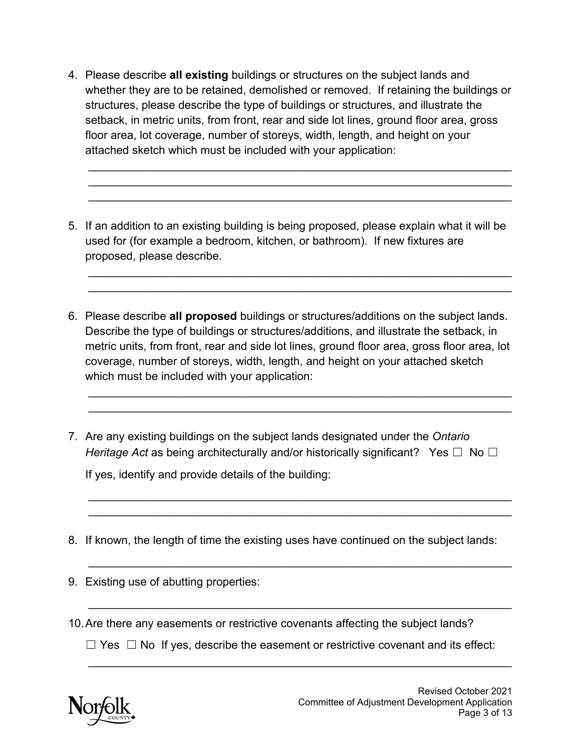4. Please describe **all existing** buildings or structures on the subject lands and whether they are to be retained, demolished or removed. If retaining the buildings or structures, please describe the type of buildings or structures, and illustrate the setback, in metric units, from front, rear and side lot lines, ground floor area, gross floor area, lot coverage, number of storeys, width, length, and height on your attached sketch which must be included with your application:

___________________________________________________________________
___________________________________________________________________
___________________________________________________________________

5. If an addition to an existing building is being proposed, please explain what it will be used for (for example a bedroom, kitchen, or bathroom). If new fixtures are proposed, please describe.

___________________________________________________________________
___________________________________________________________________

6. Please describe **all proposed** buildings or structures/additions on the subject lands. Describe the type of buildings or structures/additions, and illustrate the setback, in metric units, from front, rear and side lot lines, ground floor area, gross floor area, lot coverage, number of storeys, width, length, and height on your attached sketch which must be included with your application:

___________________________________________________________________
___________________________________________________________________

7. Are any existing buildings on the subject lands designated under the *Ontario Heritage Act* as being architecturally and/or historically significant? Yes ☐ No ☐

   If yes, identify and provide details of the building:

___________________________________________________________________
___________________________________________________________________

8. If known, the length of time the existing uses have continued on the subject lands:

___________________________________________________________________

9. Existing use of abutting properties:

___________________________________________________________________

10. Are there any easements or restrictive covenants affecting the subject lands?

    ☐ Yes ☐ No If yes, describe the easement or restrictive covenant and its effect:

___________________________________________________________________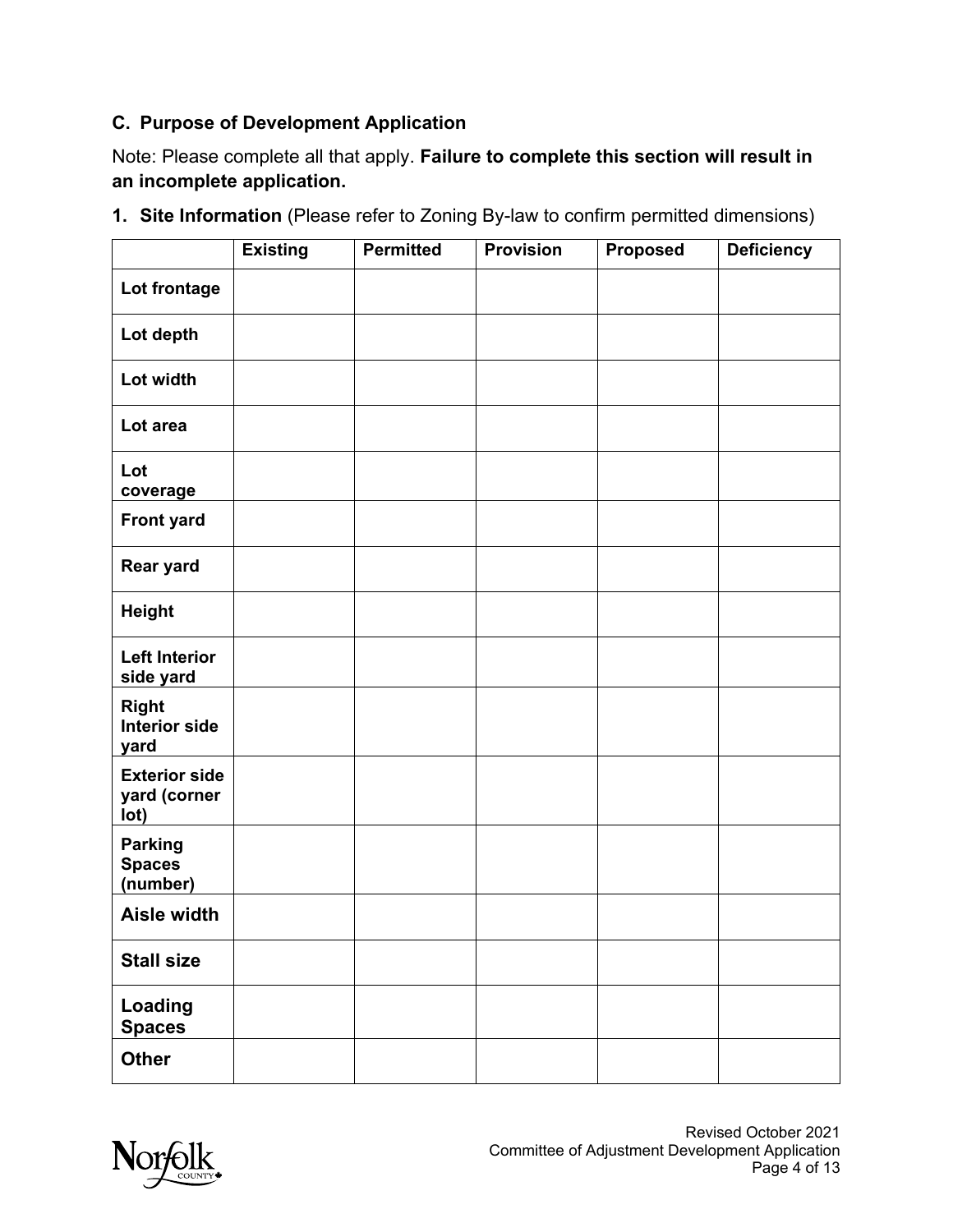### C. Purpose of Development Application

Note: Please complete all that apply. **Failure to complete this section will result in an incomplete application.**

**1. Site Information** (Please refer to Zoning By-law to confirm permitted dimensions)

| | Existing | Permitted | Provision | Proposed | Deficiency |
|---|---|---|---|---|---|
| **Lot frontage** | | | | | |
| **Lot depth** | | | | | |
| **Lot width** | | | | | |
| **Lot area** | | | | | |
| **Lot coverage** | | | | | |
| **Front yard** | | | | | |
| **Rear yard** | | | | | |
| **Height** | | | | | |
| **Left Interior side yard** | | | | | |
| **Right Interior side yard** | | | | | |
| **Exterior side yard (corner lot)** | | | | | |
| **Parking Spaces (number)** | | | | | |
| **Aisle width** | | | | | |
| **Stall size** | | | | | |
| **Loading Spaces** | | | | | |
| **Other** | | | | | |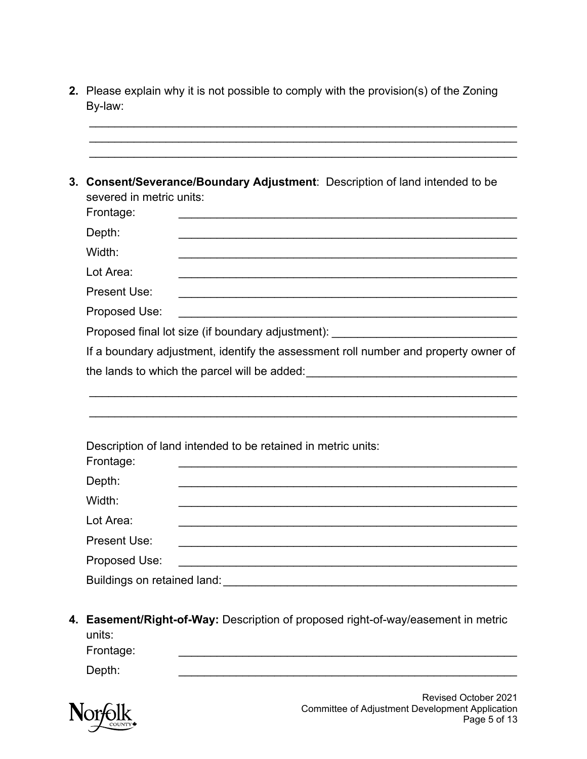2. Please explain why it is not possible to comply with the provision(s) of the Zoning By-law:

____________________________________________________________________
____________________________________________________________________
____________________________________________________________________

3. **Consent/Severance/Boundary Adjustment**: Description of land intended to be severed in metric units:

   Frontage: ________________________________________________

   Depth: ________________________________________________

   Width: ________________________________________________

   Lot Area: ________________________________________________

   Present Use: ________________________________________________

   Proposed Use: ________________________________________________

   Proposed final lot size (if boundary adjustment): ____________________________

   If a boundary adjustment, identify the assessment roll number and property owner of the lands to which the parcel will be added: ________________________________

   ____________________________________________________________________
   ____________________________________________________________________

   Description of land intended to be retained in metric units:

   Frontage: ________________________________________________

   Depth: ________________________________________________

   Width: ________________________________________________

   Lot Area: ________________________________________________

   Present Use: ________________________________________________

   Proposed Use: ________________________________________________

   Buildings on retained land: ______________________________________________

4. **Easement/Right-of-Way:** Description of proposed right-of-way/easement in metric units:

   Frontage: ________________________________________________

   Depth: ________________________________________________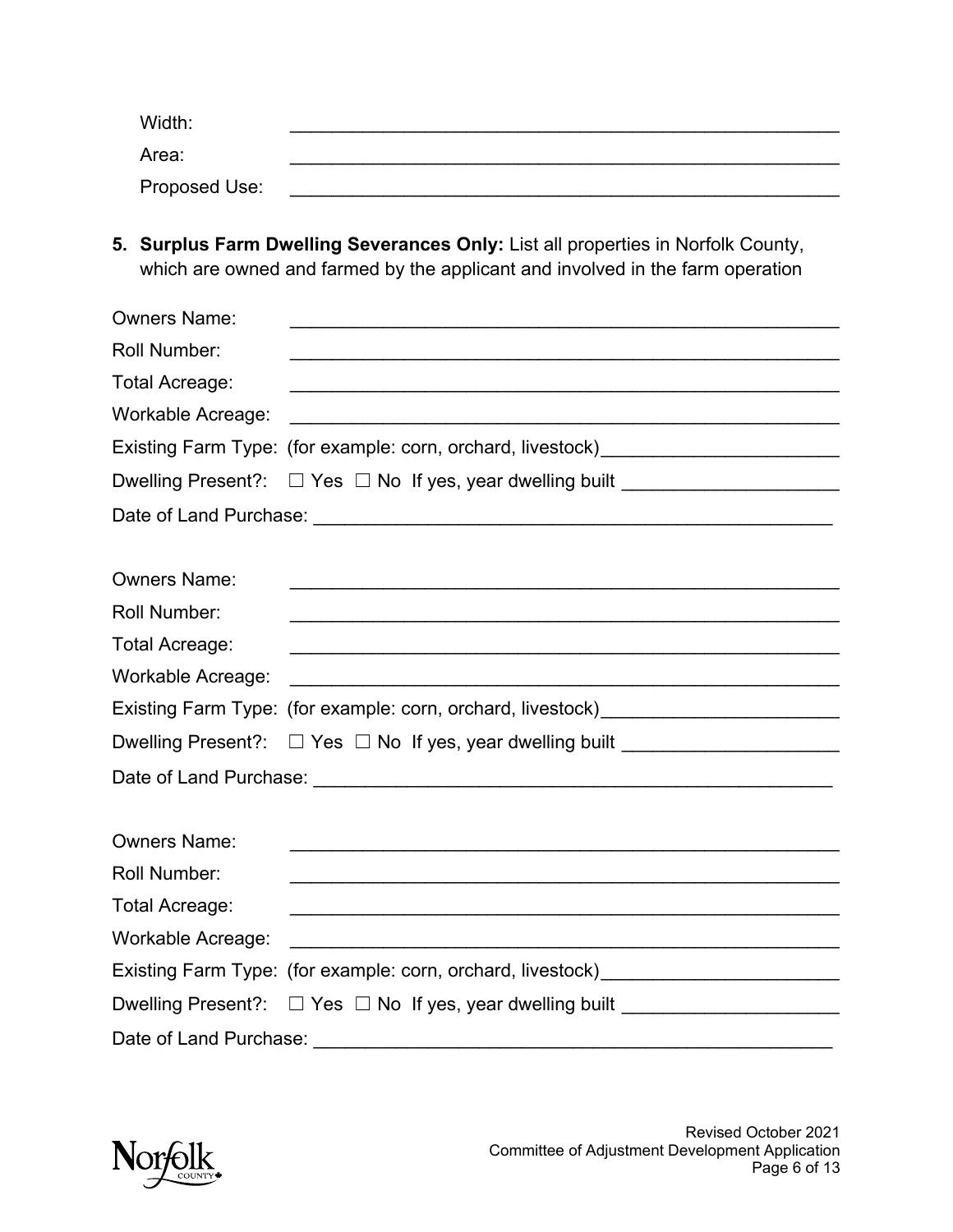Width: \_\_\_\_\_\_\_\_\_\_\_\_\_\_\_\_\_\_\_\_\_\_\_\_\_\_\_\_\_\_\_\_\_\_\_\_\_\_\_\_\_\_\_\_\_\_\_\_

Area: \_\_\_\_\_\_\_\_\_\_\_\_\_\_\_\_\_\_\_\_\_\_\_\_\_\_\_\_\_\_\_\_\_\_\_\_\_\_\_\_\_\_\_\_\_\_\_\_

Proposed Use: \_\_\_\_\_\_\_\_\_\_\_\_\_\_\_\_\_\_\_\_\_\_\_\_\_\_\_\_\_\_\_\_\_\_\_\_\_\_\_\_\_\_\_\_\_\_\_\_

5. **Surplus Farm Dwelling Severances Only:** List all properties in Norfolk County, which are owned and farmed by the applicant and involved in the farm operation

Owners Name: \_\_\_\_\_\_\_\_\_\_\_\_\_\_\_\_\_\_\_\_\_\_\_\_\_\_\_\_\_\_\_\_\_\_\_\_\_\_\_\_\_\_\_\_\_\_\_\_

Roll Number: \_\_\_\_\_\_\_\_\_\_\_\_\_\_\_\_\_\_\_\_\_\_\_\_\_\_\_\_\_\_\_\_\_\_\_\_\_\_\_\_\_\_\_\_\_\_\_\_

Total Acreage: \_\_\_\_\_\_\_\_\_\_\_\_\_\_\_\_\_\_\_\_\_\_\_\_\_\_\_\_\_\_\_\_\_\_\_\_\_\_\_\_\_\_\_\_\_\_\_\_

Workable Acreage: \_\_\_\_\_\_\_\_\_\_\_\_\_\_\_\_\_\_\_\_\_\_\_\_\_\_\_\_\_\_\_\_\_\_\_\_\_\_\_\_\_\_\_\_\_\_\_\_

Existing Farm Type: (for example: corn, orchard, livestock)\_\_\_\_\_\_\_\_\_\_\_\_\_\_\_\_\_\_\_\_\_\_\_\_

Dwelling Present?: ☐ Yes ☐ No If yes, year dwelling built \_\_\_\_\_\_\_\_\_\_\_\_\_\_\_\_\_\_\_\_\_\_

Date of Land Purchase: \_\_\_\_\_\_\_\_\_\_\_\_\_\_\_\_\_\_\_\_\_\_\_\_\_\_\_\_\_\_\_\_\_\_\_\_\_\_\_\_\_\_\_\_\_\_\_\_

Owners Name: \_\_\_\_\_\_\_\_\_\_\_\_\_\_\_\_\_\_\_\_\_\_\_\_\_\_\_\_\_\_\_\_\_\_\_\_\_\_\_\_\_\_\_\_\_\_\_\_

Roll Number: \_\_\_\_\_\_\_\_\_\_\_\_\_\_\_\_\_\_\_\_\_\_\_\_\_\_\_\_\_\_\_\_\_\_\_\_\_\_\_\_\_\_\_\_\_\_\_\_

Total Acreage: \_\_\_\_\_\_\_\_\_\_\_\_\_\_\_\_\_\_\_\_\_\_\_\_\_\_\_\_\_\_\_\_\_\_\_\_\_\_\_\_\_\_\_\_\_\_\_\_

Workable Acreage: \_\_\_\_\_\_\_\_\_\_\_\_\_\_\_\_\_\_\_\_\_\_\_\_\_\_\_\_\_\_\_\_\_\_\_\_\_\_\_\_\_\_\_\_\_\_\_\_

Existing Farm Type: (for example: corn, orchard, livestock)\_\_\_\_\_\_\_\_\_\_\_\_\_\_\_\_\_\_\_\_\_\_\_\_

Dwelling Present?: ☐ Yes ☐ No If yes, year dwelling built \_\_\_\_\_\_\_\_\_\_\_\_\_\_\_\_\_\_\_\_\_\_

Date of Land Purchase: \_\_\_\_\_\_\_\_\_\_\_\_\_\_\_\_\_\_\_\_\_\_\_\_\_\_\_\_\_\_\_\_\_\_\_\_\_\_\_\_\_\_\_\_\_\_\_\_

Owners Name: \_\_\_\_\_\_\_\_\_\_\_\_\_\_\_\_\_\_\_\_\_\_\_\_\_\_\_\_\_\_\_\_\_\_\_\_\_\_\_\_\_\_\_\_\_\_\_\_

Roll Number: \_\_\_\_\_\_\_\_\_\_\_\_\_\_\_\_\_\_\_\_\_\_\_\_\_\_\_\_\_\_\_\_\_\_\_\_\_\_\_\_\_\_\_\_\_\_\_\_

Total Acreage: \_\_\_\_\_\_\_\_\_\_\_\_\_\_\_\_\_\_\_\_\_\_\_\_\_\_\_\_\_\_\_\_\_\_\_\_\_\_\_\_\_\_\_\_\_\_\_\_

Workable Acreage: \_\_\_\_\_\_\_\_\_\_\_\_\_\_\_\_\_\_\_\_\_\_\_\_\_\_\_\_\_\_\_\_\_\_\_\_\_\_\_\_\_\_\_\_\_\_\_\_

Existing Farm Type: (for example: corn, orchard, livestock)\_\_\_\_\_\_\_\_\_\_\_\_\_\_\_\_\_\_\_\_\_\_\_\_

Dwelling Present?: ☐ Yes ☐ No If yes, year dwelling built \_\_\_\_\_\_\_\_\_\_\_\_\_\_\_\_\_\_\_\_\_\_

Date of Land Purchase: \_\_\_\_\_\_\_\_\_\_\_\_\_\_\_\_\_\_\_\_\_\_\_\_\_\_\_\_\_\_\_\_\_\_\_\_\_\_\_\_\_\_\_\_\_\_\_\_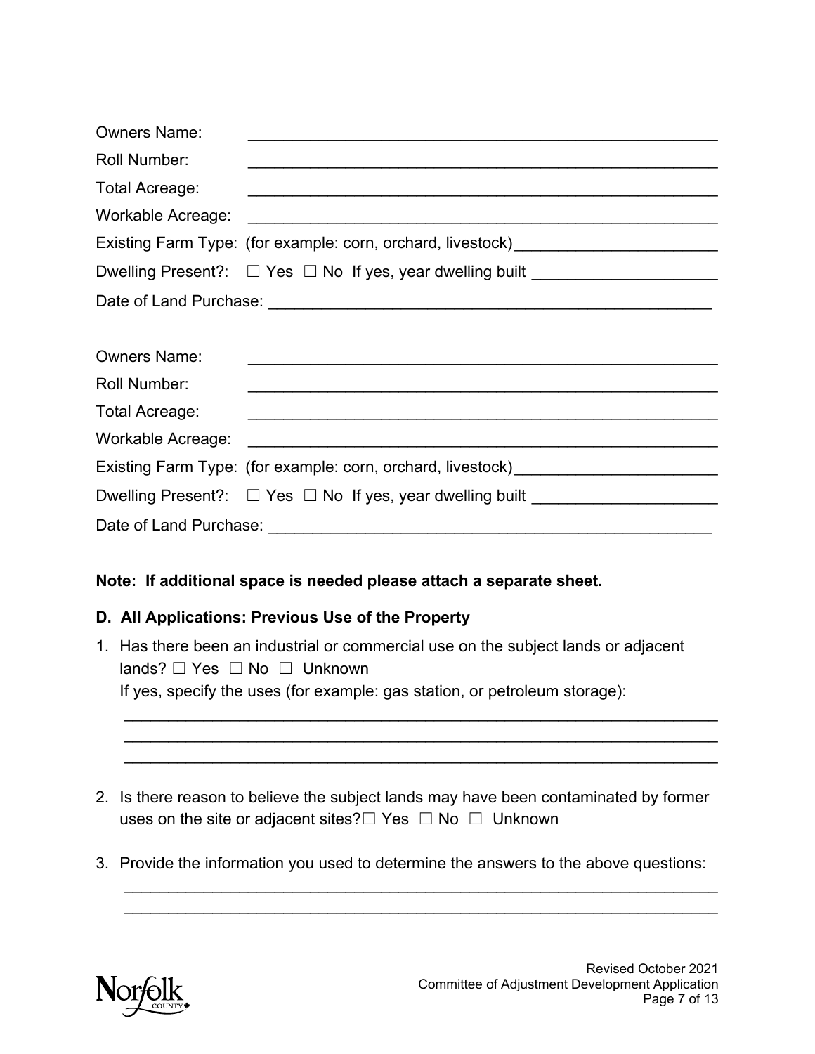Owners Name: _______________________________________________

Roll Number: _______________________________________________

Total Acreage: _______________________________________________

Workable Acreage: _______________________________________________

Existing Farm Type: (for example: corn, orchard, livestock)_______________________

Dwelling Present?: ☐ Yes ☐ No If yes, year dwelling built _____________________

Date of Land Purchase: _______________________________________________

Owners Name: _______________________________________________

Roll Number: _______________________________________________

Total Acreage: _______________________________________________

Workable Acreage: _______________________________________________

Existing Farm Type: (for example: corn, orchard, livestock)_______________________

Dwelling Present?: ☐ Yes ☐ No If yes, year dwelling built _____________________

Date of Land Purchase: _______________________________________________

**Note: If additional space is needed please attach a separate sheet.**

### D. All Applications: Previous Use of the Property

1. Has there been an industrial or commercial use on the subject lands or adjacent lands? ☐ Yes ☐ No ☐ Unknown
   If yes, specify the uses (for example: gas station, or petroleum storage):
   ________________________________________________________________
   ________________________________________________________________
   ________________________________________________________________

2. Is there reason to believe the subject lands may have been contaminated by former uses on the site or adjacent sites?☐ Yes ☐ No ☐ Unknown

3. Provide the information you used to determine the answers to the above questions:
   ________________________________________________________________
   ________________________________________________________________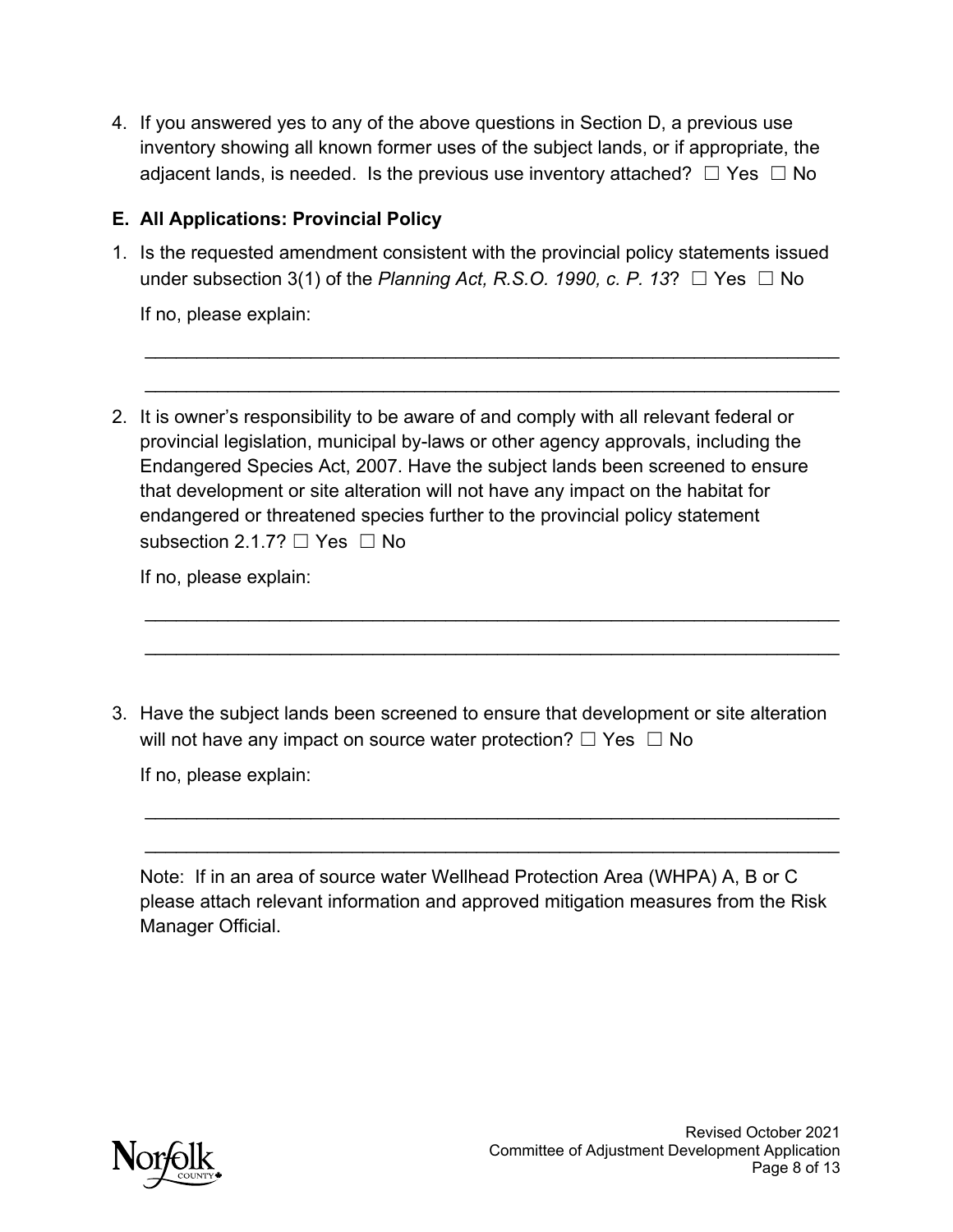4. If you answered yes to any of the above questions in Section D, a previous use inventory showing all known former uses of the subject lands, or if appropriate, the adjacent lands, is needed. Is the previous use inventory attached? ☐ Yes ☐ No

### E. All Applications: Provincial Policy

1. Is the requested amendment consistent with the provincial policy statements issued under subsection 3(1) of the *Planning Act, R.S.O. 1990, c. P. 13*? ☐ Yes ☐ No

   If no, please explain:

   ___________________________________________________________________

   ___________________________________________________________________

2. It is owner's responsibility to be aware of and comply with all relevant federal or provincial legislation, municipal by-laws or other agency approvals, including the Endangered Species Act, 2007. Have the subject lands been screened to ensure that development or site alteration will not have any impact on the habitat for endangered or threatened species further to the provincial policy statement subsection 2.1.7? ☐ Yes ☐ No

   If no, please explain:

   ___________________________________________________________________

   ___________________________________________________________________

3. Have the subject lands been screened to ensure that development or site alteration will not have any impact on source water protection? ☐ Yes ☐ No

   If no, please explain:

   ___________________________________________________________________

   ___________________________________________________________________

   Note: If in an area of source water Wellhead Protection Area (WHPA) A, B or C please attach relevant information and approved mitigation measures from the Risk Manager Official.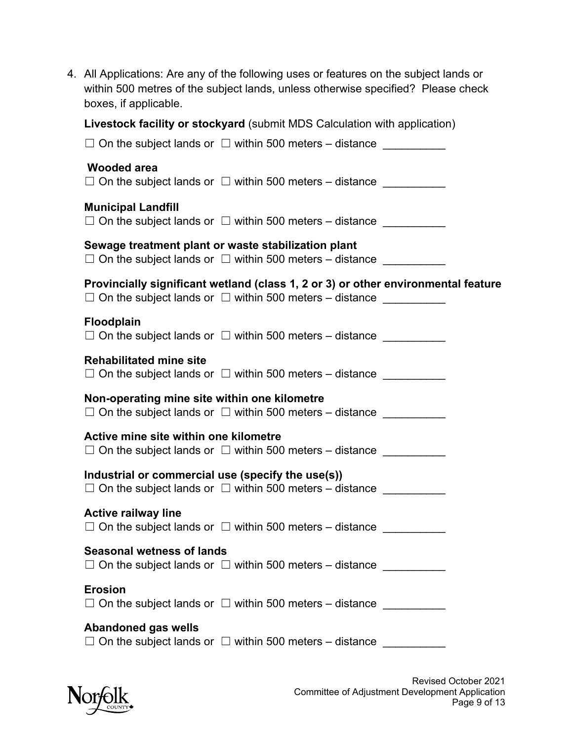4. All Applications: Are any of the following uses or features on the subject lands or within 500 metres of the subject lands, unless otherwise specified? Please check boxes, if applicable.

**Livestock facility or stockyard** (submit MDS Calculation with application)

☐ On the subject lands or ☐ within 500 meters – distance __________

**Wooded area**

☐ On the subject lands or ☐ within 500 meters – distance __________

**Municipal Landfill**

☐ On the subject lands or ☐ within 500 meters – distance __________

**Sewage treatment plant or waste stabilization plant**

☐ On the subject lands or ☐ within 500 meters – distance __________

**Provincially significant wetland (class 1, 2 or 3) or other environmental feature**

☐ On the subject lands or ☐ within 500 meters – distance __________

**Floodplain**

☐ On the subject lands or ☐ within 500 meters – distance __________

**Rehabilitated mine site**

☐ On the subject lands or ☐ within 500 meters – distance __________

**Non-operating mine site within one kilometre**

☐ On the subject lands or ☐ within 500 meters – distance __________

**Active mine site within one kilometre**

☐ On the subject lands or ☐ within 500 meters – distance __________

**Industrial or commercial use (specify the use(s))**

☐ On the subject lands or ☐ within 500 meters – distance __________

**Active railway line**

☐ On the subject lands or ☐ within 500 meters – distance __________

**Seasonal wetness of lands**

☐ On the subject lands or ☐ within 500 meters – distance __________

**Erosion**

☐ On the subject lands or ☐ within 500 meters – distance __________

**Abandoned gas wells**

☐ On the subject lands or ☐ within 500 meters – distance __________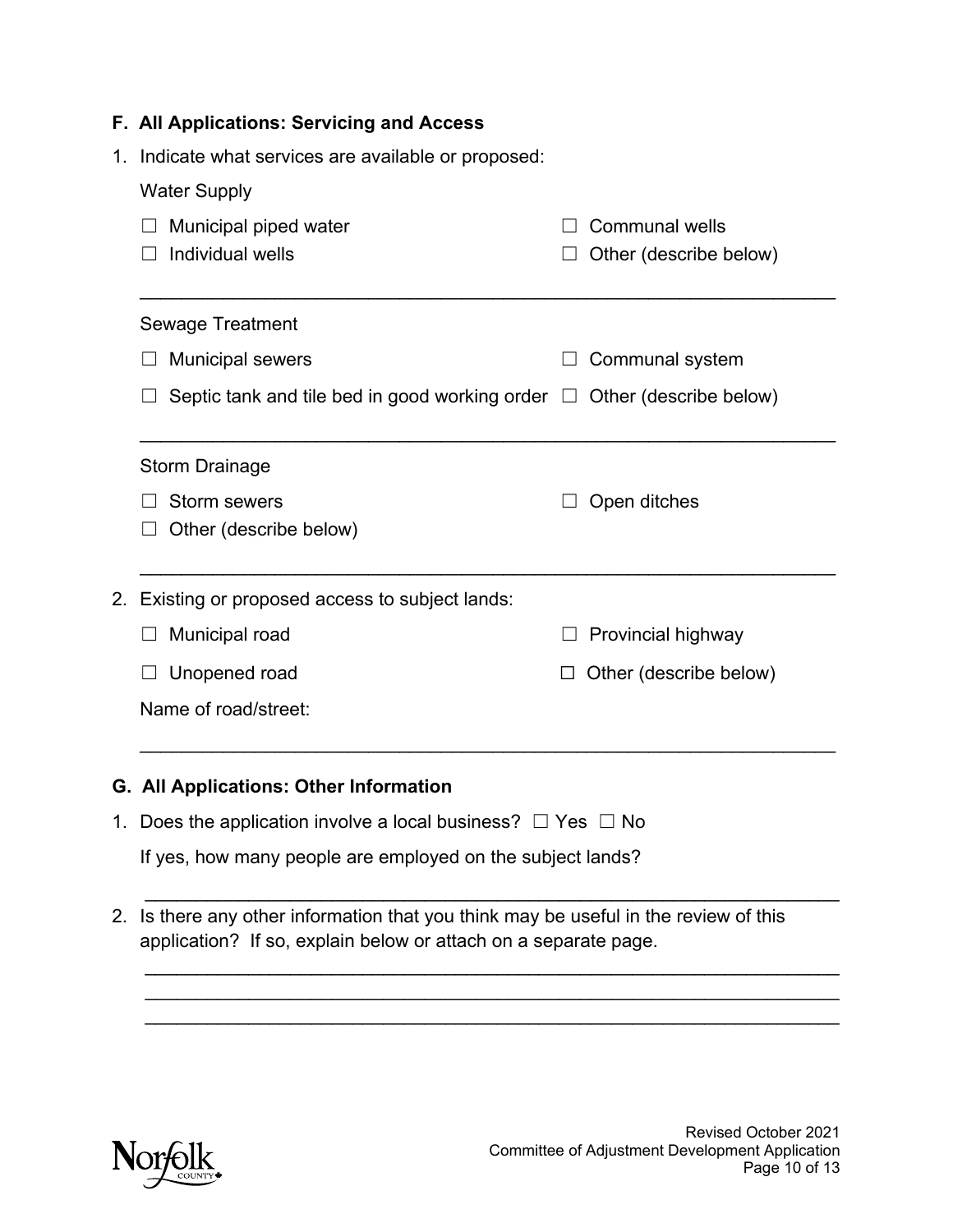## F. All Applications: Servicing and Access

1. Indicate what services are available or proposed:

   Water Supply

   ☐ Municipal piped water ☐ Communal wells
   ☐ Individual wells ☐ Other (describe below)

   ___________________________________________________________________

   Sewage Treatment

   ☐ Municipal sewers ☐ Communal system
   ☐ Septic tank and tile bed in good working order ☐ Other (describe below)

   ___________________________________________________________________

   Storm Drainage

   ☐ Storm sewers ☐ Open ditches
   ☐ Other (describe below)

   ___________________________________________________________________

2. Existing or proposed access to subject lands:

   ☐ Municipal road ☐ Provincial highway
   ☐ Unopened road ☐ Other (describe below)

   Name of road/street:

   ___________________________________________________________________

## G. All Applications: Other Information

1. Does the application involve a local business? ☐ Yes ☐ No

   If yes, how many people are employed on the subject lands?

   ___________________________________________________________________

2. Is there any other information that you think may be useful in the review of this application? If so, explain below or attach on a separate page.

   ___________________________________________________________________
   ___________________________________________________________________
   ___________________________________________________________________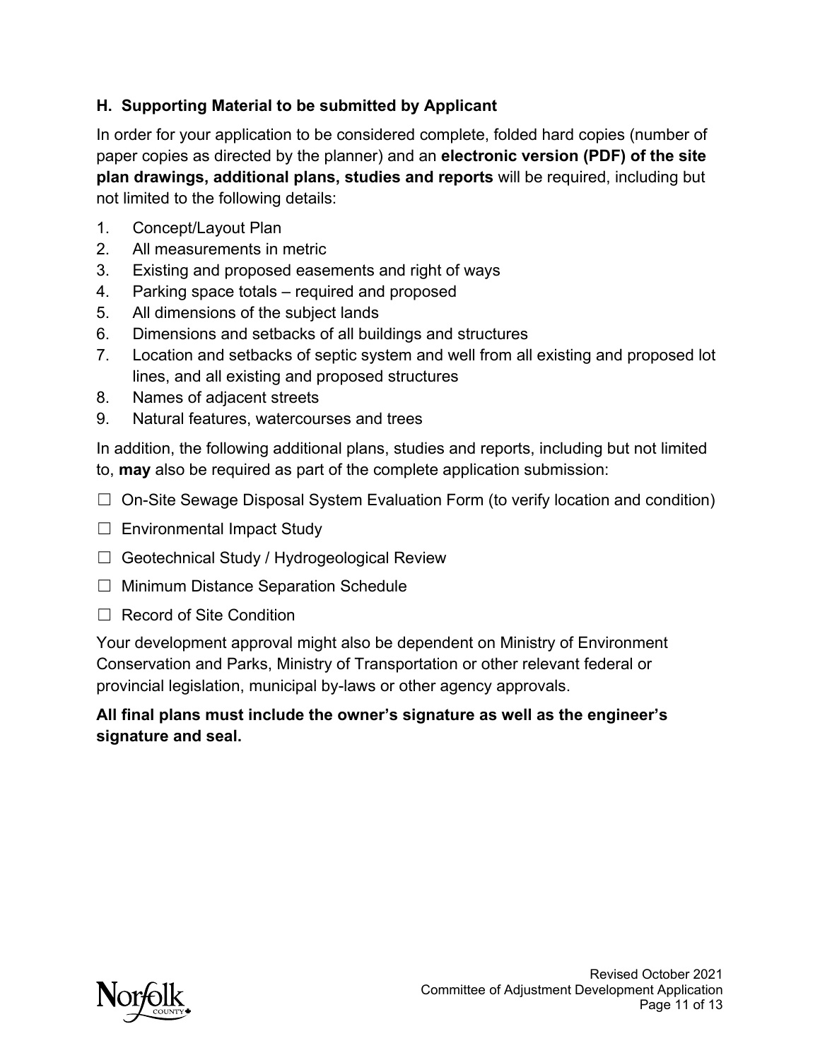### H. Supporting Material to be submitted by Applicant

In order for your application to be considered complete, folded hard copies (number of paper copies as directed by the planner) and an **electronic version (PDF) of the site plan drawings, additional plans, studies and reports** will be required, including but not limited to the following details:

1. Concept/Layout Plan
2. All measurements in metric
3. Existing and proposed easements and right of ways
4. Parking space totals – required and proposed
5. All dimensions of the subject lands
6. Dimensions and setbacks of all buildings and structures
7. Location and setbacks of septic system and well from all existing and proposed lot lines, and all existing and proposed structures
8. Names of adjacent streets
9. Natural features, watercourses and trees

In addition, the following additional plans, studies and reports, including but not limited to, **may** also be required as part of the complete application submission:

☐ On-Site Sewage Disposal System Evaluation Form (to verify location and condition)

☐ Environmental Impact Study

☐ Geotechnical Study / Hydrogeological Review

☐ Minimum Distance Separation Schedule

☐ Record of Site Condition

Your development approval might also be dependent on Ministry of Environment Conservation and Parks, Ministry of Transportation or other relevant federal or provincial legislation, municipal by-laws or other agency approvals.

**All final plans must include the owner's signature as well as the engineer's signature and seal.**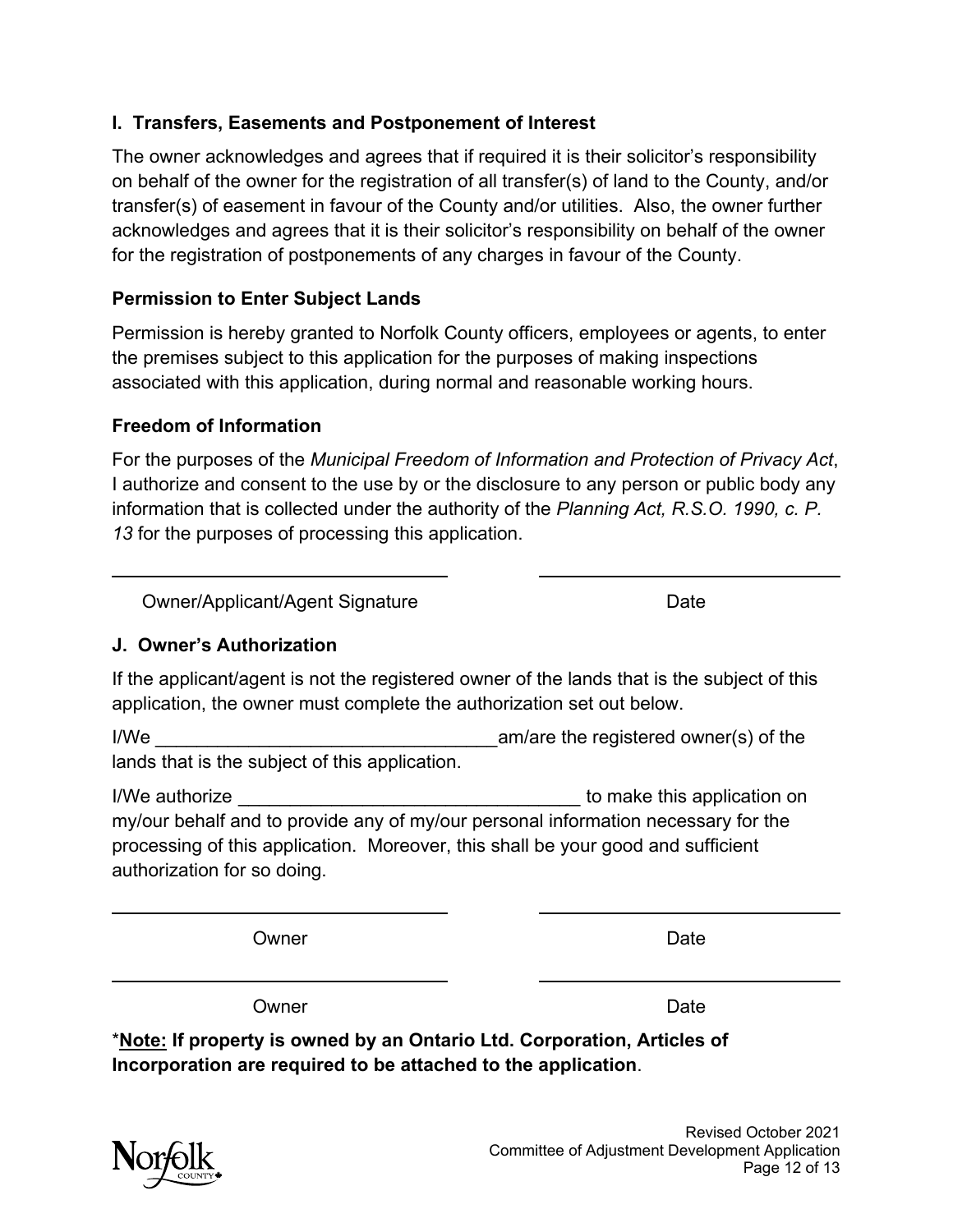### I. Transfers, Easements and Postponement of Interest

The owner acknowledges and agrees that if required it is their solicitor's responsibility on behalf of the owner for the registration of all transfer(s) of land to the County, and/or transfer(s) of easement in favour of the County and/or utilities. Also, the owner further acknowledges and agrees that it is their solicitor's responsibility on behalf of the owner for the registration of postponements of any charges in favour of the County.

### Permission to Enter Subject Lands

Permission is hereby granted to Norfolk County officers, employees or agents, to enter the premises subject to this application for the purposes of making inspections associated with this application, during normal and reasonable working hours.

### Freedom of Information

For the purposes of the *Municipal Freedom of Information and Protection of Privacy Act*, I authorize and consent to the use by or the disclosure to any person or public body any information that is collected under the authority of the *Planning Act, R.S.O. 1990, c. P. 13* for the purposes of processing this application.

\_\_\_\_\_\_\_\_\_\_\_\_\_\_\_\_\_\_\_\_\_\_\_\_\_\_\_\_\_\_\_\_\_ \_\_\_\_\_\_\_\_\_\_\_\_\_\_\_\_\_\_\_\_\_\_\_\_\_\_\_\_\_\_

Owner/Applicant/Agent Signature Date

### J. Owner's Authorization

If the applicant/agent is not the registered owner of the lands that is the subject of this application, the owner must complete the authorization set out below.

I/We \_\_\_\_\_\_\_\_\_\_\_\_\_\_\_\_\_\_\_\_\_\_\_\_\_\_\_\_\_\_\_\_\_am/are the registered owner(s) of the lands that is the subject of this application.

I/We authorize \_\_\_\_\_\_\_\_\_\_\_\_\_\_\_\_\_\_\_\_\_\_\_\_\_\_\_\_\_\_\_\_\_ to make this application on my/our behalf and to provide any of my/our personal information necessary for the processing of this application. Moreover, this shall be your good and sufficient authorization for so doing.

\_\_\_\_\_\_\_\_\_\_\_\_\_\_\_\_\_\_\_\_\_\_\_\_\_\_\_\_\_\_\_\_\_ \_\_\_\_\_\_\_\_\_\_\_\_\_\_\_\_\_\_\_\_\_\_\_\_\_\_\_\_\_\_

Owner Date

\_\_\_\_\_\_\_\_\_\_\_\_\_\_\_\_\_\_\_\_\_\_\_\_\_\_\_\_\_\_\_\_\_ \_\_\_\_\_\_\_\_\_\_\_\_\_\_\_\_\_\_\_\_\_\_\_\_\_\_\_\_\_\_

Owner Date

*<u>**Note:**</u> **If property is owned by an Ontario Ltd. Corporation, Articles of Incorporation are required to be attached to the application**.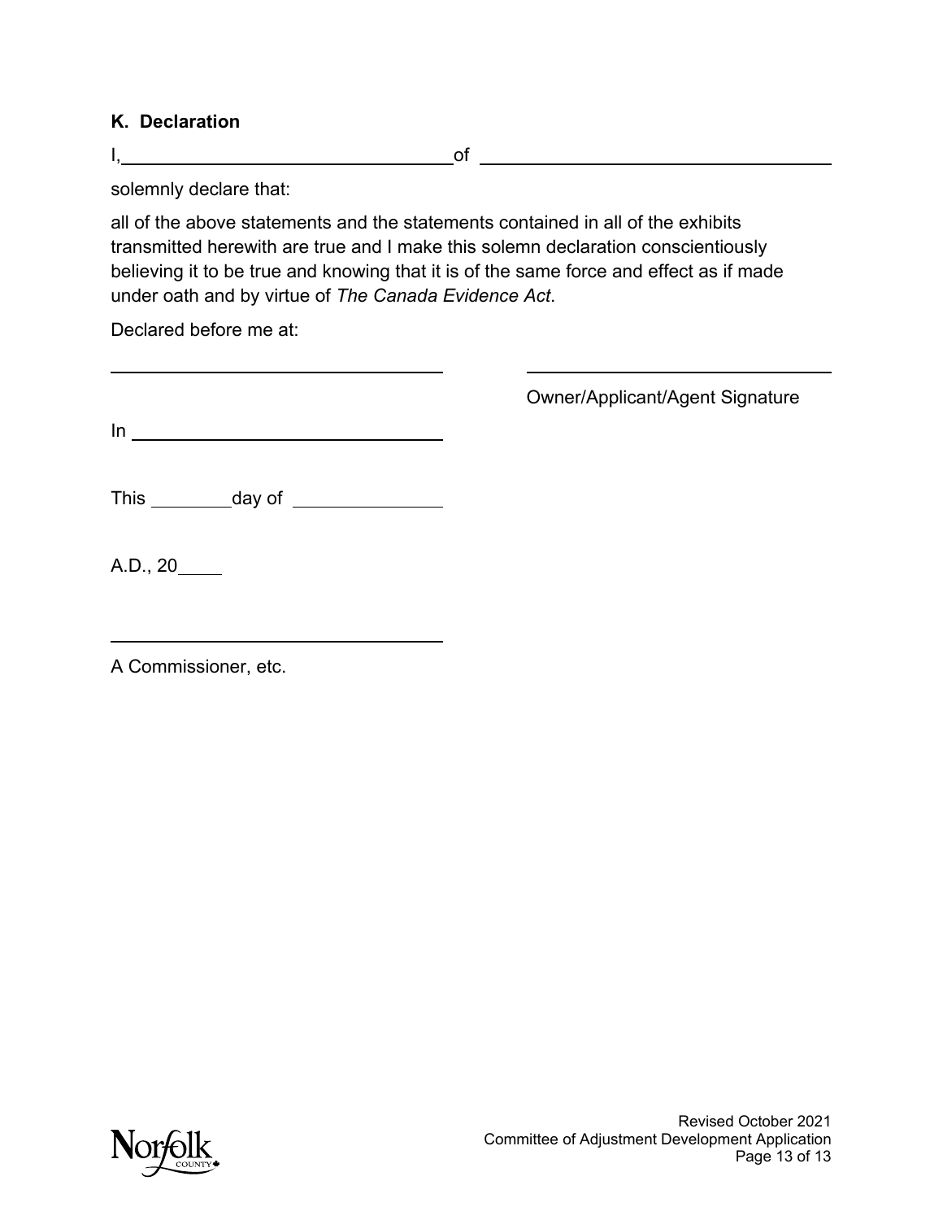## K. Declaration

I, ________________________________ of ________________________________

solemnly declare that:

all of the above statements and the statements contained in all of the exhibits transmitted herewith are true and I make this solemn declaration conscientiously believing it to be true and knowing that it is of the same force and effect as if made under oath and by virtue of *The Canada Evidence Act*.

Declared before me at:

________________________________ ________________________________

Owner/Applicant/Agent Signature

In ________________________________

This ________ day of ______________

A.D., 20____

________________________________

A Commissioner, etc.